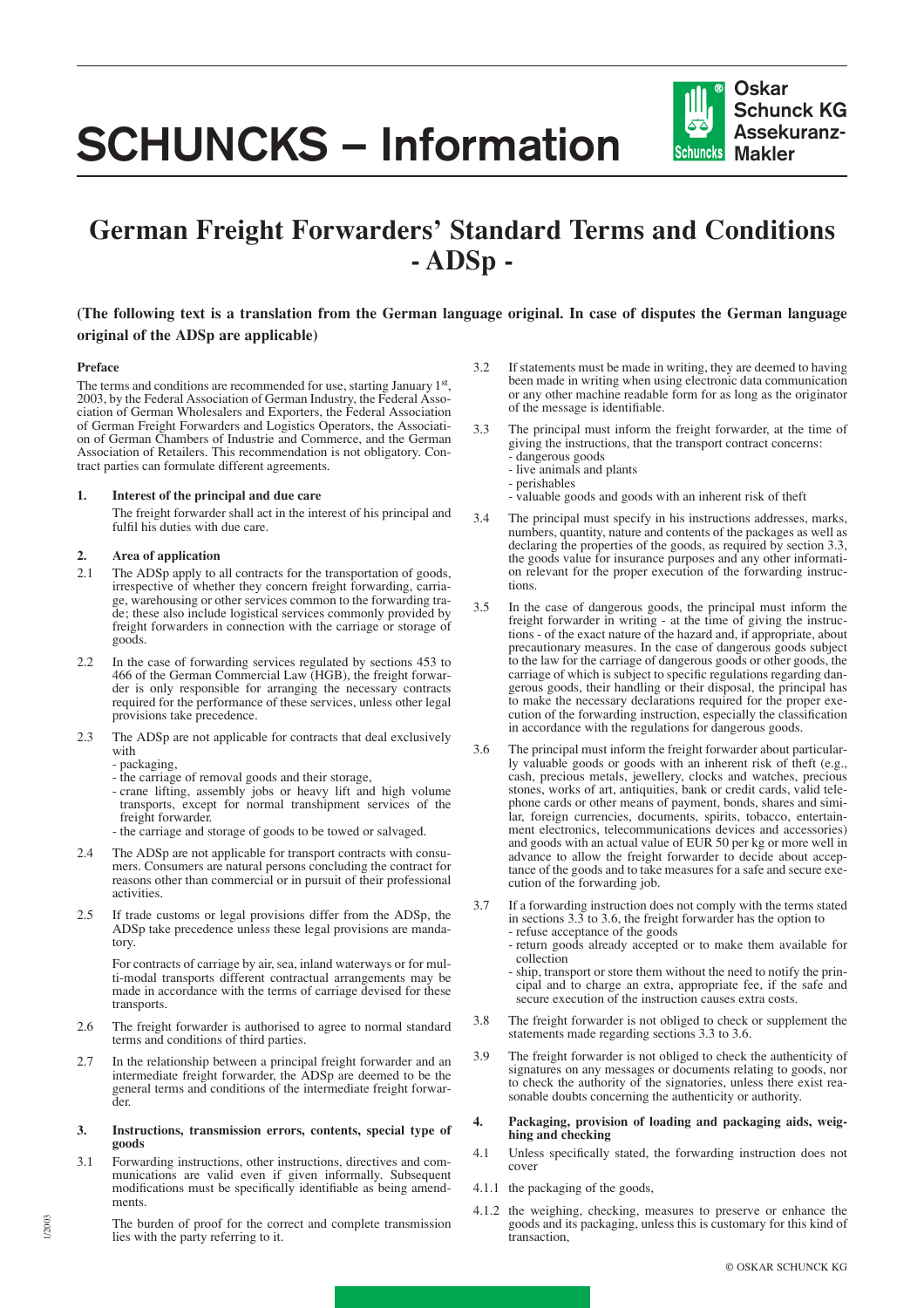# SCHUNCKS – Information

Oskar Schunck KG Assekuranz-Makler

# German Freight Forwarders' Standard Terms and Conditions - ADSp -

**(The following text is a translation from the German language original. In case of disputes the German language original of the ADSp are applicable)**

### Preface

The terms and conditions are recommended for use, starting January 1st, 2003, by the Federal Association of German Industry, the Federal Association of German Wholesalers and Exporters, the Federal Association of German Freight Forwarders and Logistics Operators, the Association of German Chambers of Industrie and Commerce, and the German Association of Retailers. This recommendation is not obligatory. Contract parties can formulate different agreements.

### 1. Interest of the principal and due care

The freight forwarder shall act in the interest of his principal and fulfil his duties with due care.

### 2. Area of application

2.1 The ADSp apply to all contracts for the transportation of goods, irrespective of whether they concern freight forwarding, carriage, warehousing or other services common to the forwarding trade; these also include logistical services commonly provided by freight forwarders in connection with the carriage or storage of goods.

2.2 In the case of forwarding services regulated by sections 453 to 466 of the German Commercial Law (HGB), the freight forwarder is only responsible for arranging the necessary contracts required for the performance of these services, unless other legal provisions take precedence.

2.3 The ADSp are not applicable for contracts that deal exclusively with
- packaging,
- the carriage of removal goods and their storage,
- crane lifting, assembly jobs or heavy lift and high volume transports, except for normal transhipment services of the freight forwarder.
- the carriage and storage of goods to be towed or salvaged.

2.4 The ADSp are not applicable for transport contracts with consumers. Consumers are natural persons concluding the contract for reasons other than commercial or in pursuit of their professional activities.

2.5 If trade customs or legal provisions differ from the ADSp, the ADSp take precedence unless these legal provisions are mandatory.

For contracts of carriage by air, sea, inland waterways or for multi-modal transports different contractual arrangements may be made in accordance with the terms of carriage devised for these transports.

2.6 The freight forwarder is authorised to agree to normal standard terms and conditions of third parties.

2.7 In the relationship between a principal freight forwarder and an intermediate freight forwarder, the ADSp are deemed to be the general terms and conditions of the intermediate freight forwarder.

### 3. Instructions, transmission errors, contents, special type of goods

3.1 Forwarding instructions, other instructions, directives and communications are valid even if given informally. Subsequent modifications must be specifically identifiable as being amendments.

The burden of proof for the correct and complete transmission lies with the party referring to it.

3.2 If statements must be made in writing, they are deemed to having been made in writing when using electronic data communication or any other machine readable form for as long as the originator of the message is identifiable.

3.3 The principal must inform the freight forwarder, at the time of giving the instructions, that the transport contract concerns:
- dangerous goods
- live animals and plants
- perishables
- valuable goods and goods with an inherent risk of theft

3.4 The principal must specify in his instructions addresses, marks, numbers, quantity, nature and contents of the packages as well as declaring the properties of the goods, as required by section 3.3, the goods value for insurance purposes and any other information relevant for the proper execution of the forwarding instructions.

3.5 In the case of dangerous goods, the principal must inform the freight forwarder in writing - at the time of giving the instructions - of the exact nature of the hazard and, if appropriate, about precautionary measures. In the case of dangerous goods subject to the law for the carriage of dangerous goods or other goods, the carriage of which is subject to specific regulations regarding dangerous goods, their handling or their disposal, the principal has to make the necessary declarations required for the proper execution of the forwarding instruction, especially the classification in accordance with the regulations for dangerous goods.

3.6 The principal must inform the freight forwarder about particularly valuable goods or goods with an inherent risk of theft (e.g., cash, precious metals, jewellery, clocks and watches, precious stones, works of art, antiquities, bank or credit cards, valid telephone cards or other means of payment, bonds, shares and similar, foreign currencies, documents, spirits, tobacco, entertainment electronics, telecommunications devices and accessories) and goods with an actual value of EUR 50 per kg or more well in advance to allow the freight forwarder to decide about acceptance of the goods and to take measures for a safe and secure execution of the forwarding job.

3.7 If a forwarding instruction does not comply with the terms stated in sections 3.3 to 3.6, the freight forwarder has the option to
- refuse acceptance of the goods
- return goods already accepted or to make them available for collection
- ship, transport or store them without the need to notify the principal and to charge an extra, appropriate fee, if the safe and secure execution of the instruction causes extra costs.

3.8 The freight forwarder is not obliged to check or supplement the statements made regarding sections 3.3 to 3.6.

3.9 The freight forwarder is not obliged to check the authenticity of signatures on any messages or documents relating to goods, nor to check the authority of the signatories, unless there exist reasonable doubts concerning the authenticity or authority.

### 4. Packaging, provision of loading and packaging aids, weighing and checking

4.1 Unless specifically stated, the forwarding instruction does not cover

4.1.1 the packaging of the goods,

4.1.2 the weighing, checking, measures to preserve or enhance the goods and its packaging, unless this is customary for this kind of transaction,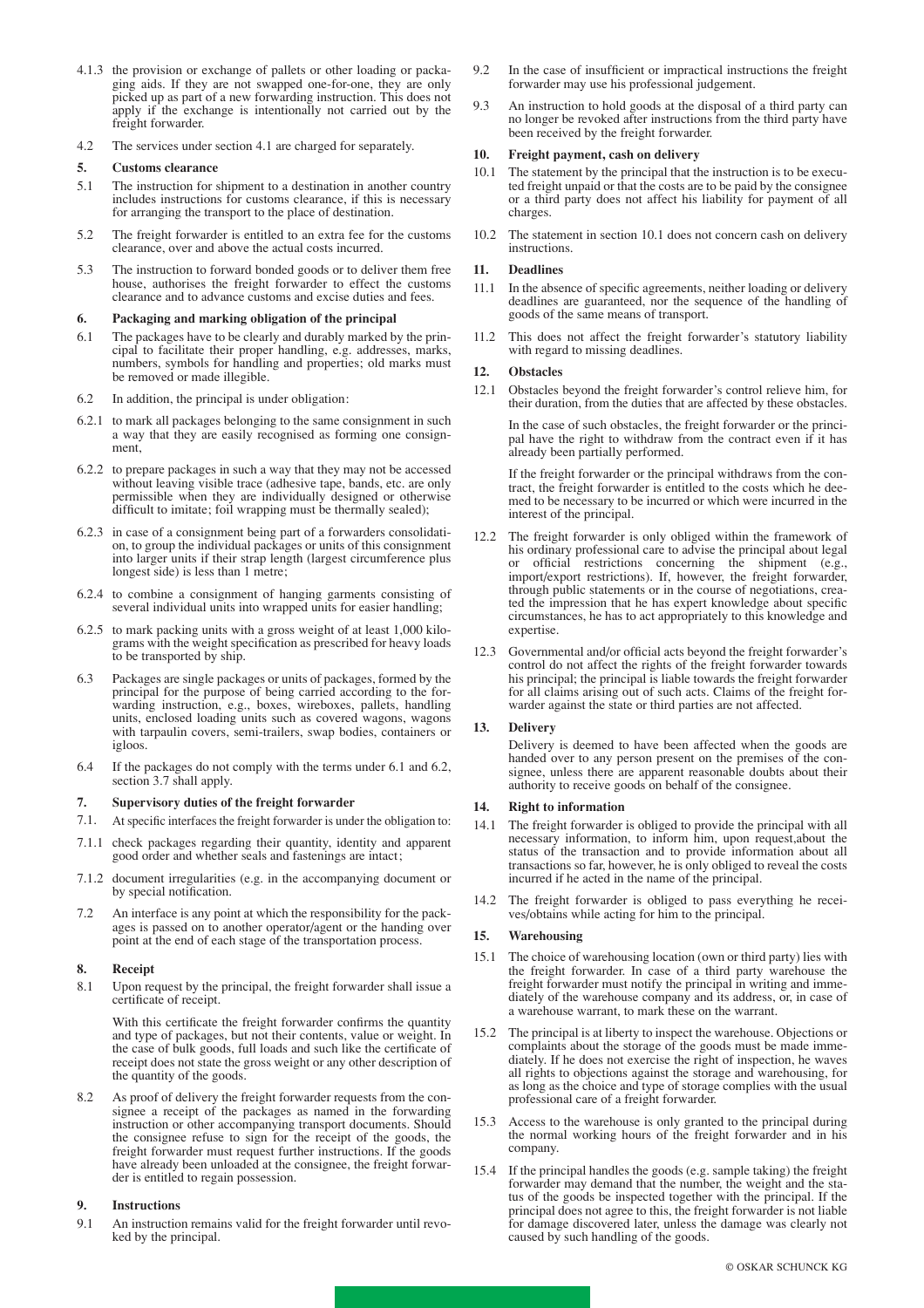4.1.3 the provision or exchange of pallets or other loading or packaging aids. If they are not swapped one-for-one, they are only picked up as part of a new forwarding instruction. This does not apply if the exchange is intentionally not carried out by the freight forwarder.

4.2 The services under section 4.1 are charged for separately.

**5. Customs clearance**

5.1 The instruction for shipment to a destination in another country includes instructions for customs clearance, if this is necessary for arranging the transport to the place of destination.

5.2 The freight forwarder is entitled to an extra fee for the customs clearance, over and above the actual costs incurred.

5.3 The instruction to forward bonded goods or to deliver them free house, authorises the freight forwarder to effect the customs clearance and to advance customs and excise duties and fees.

**6. Packaging and marking obligation of the principal**

6.1 The packages have to be clearly and durably marked by the principal to facilitate their proper handling, e.g. addresses, marks, numbers, symbols for handling and properties; old marks must be removed or made illegible.

6.2 In addition, the principal is under obligation:

6.2.1 to mark all packages belonging to the same consignment in such a way that they are easily recognised as forming one consignment,

6.2.2 to prepare packages in such a way that they may not be accessed without leaving visible trace (adhesive tape, bands, etc. are only permissible when they are individually designed or otherwise difficult to imitate; foil wrapping must be thermally sealed);

6.2.3 in case of a consignment being part of a forwarders consolidation, to group the individual packages or units of this consignment into larger units if their strap length (largest circumference plus longest side) is less than 1 metre;

6.2.4 to combine a consignment of hanging garments consisting of several individual units into wrapped units for easier handling;

6.2.5 to mark packing units with a gross weight of at least 1,000 kilograms with the weight specification as prescribed for heavy loads to be transported by ship.

6.3 Packages are single packages or units of packages, formed by the principal for the purpose of being carried according to the forwarding instruction, e.g., boxes, wireboxes, pallets, handling units, enclosed loading units such as covered wagons, wagons with tarpaulin covers, semi-trailers, swap bodies, containers or igloos.

6.4 If the packages do not comply with the terms under 6.1 and 6.2, section 3.7 shall apply.

**7. Supervisory duties of the freight forwarder**

7.1. At specific interfaces the freight forwarder is under the obligation to:

7.1.1 check packages regarding their quantity, identity and apparent good order and whether seals and fastenings are intact;

7.1.2 document irregularities (e.g. in the accompanying document or by special notification.

7.2 An interface is any point at which the responsibility for the packages is passed on to another operator/agent or the handing over point at the end of each stage of the transportation process.

**8. Receipt**

8.1 Upon request by the principal, the freight forwarder shall issue a certificate of receipt.

With this certificate the freight forwarder confirms the quantity and type of packages, but not their contents, value or weight. In the case of bulk goods, full loads and such like the certificate of receipt does not state the gross weight or any other description of the quantity of the goods.

8.2 As proof of delivery the freight forwarder requests from the consignee a receipt of the packages as named in the forwarding instruction or other accompanying transport documents. Should the consignee refuse to sign for the receipt of the goods, the freight forwarder must request further instructions. If the goods have already been unloaded at the consignee, the freight forwarder is entitled to regain possession.

**9. Instructions**

9.1 An instruction remains valid for the freight forwarder until revoked by the principal.

9.2 In the case of insufficient or impractical instructions the freight forwarder may use his professional judgement.

9.3 An instruction to hold goods at the disposal of a third party can no longer be revoked after instructions from the third party have been received by the freight forwarder.

**10. Freight payment, cash on delivery**

10.1 The statement by the principal that the instruction is to be executed freight unpaid or that the costs are to be paid by the consignee or a third party does not affect his liability for payment of all charges.

10.2 The statement in section 10.1 does not concern cash on delivery instructions.

**11. Deadlines**

11.1 In the absence of specific agreements, neither loading or delivery deadlines are guaranteed, nor the sequence of the handling of goods of the same means of transport.

11.2 This does not affect the freight forwarder's statutory liability with regard to missing deadlines.

**12. Obstacles**

12.1 Obstacles beyond the freight forwarder's control relieve him, for their duration, from the duties that are affected by these obstacles.

In the case of such obstacles, the freight forwarder or the principal have the right to withdraw from the contract even if it has already been partially performed.

If the freight forwarder or the principal withdraws from the contract, the freight forwarder is entitled to the costs which he deemed to be necessary to be incurred or which were incurred in the interest of the principal.

12.2 The freight forwarder is only obliged within the framework of his ordinary professional care to advise the principal about legal or official restrictions concerning the shipment (e.g., import/export restrictions). If, however, the freight forwarder, through public statements or in the course of negotiations, created the impression that he has expert knowledge about specific circumstances, he has to act appropriately to this knowledge and expertise.

12.3 Governmental and/or official acts beyond the freight forwarder's control do not affect the rights of the freight forwarder towards his principal; the principal is liable towards the freight forwarder for all claims arising out of such acts. Claims of the freight forwarder against the state or third parties are not affected.

**13. Delivery**

Delivery is deemed to have been affected when the goods are handed over to any person present on the premises of the consignee, unless there are apparent reasonable doubts about their authority to receive goods on behalf of the consignee.

**14. Right to information**

14.1 The freight forwarder is obliged to provide the principal with all necessary information, to inform him, upon request,about the status of the transaction and to provide information about all transactions so far, however, he is only obliged to reveal the costs incurred if he acted in the name of the principal.

14.2 The freight forwarder is obliged to pass everything he receives/obtains while acting for him to the principal.

**15. Warehousing**

15.1 The choice of warehousing location (own or third party) lies with the freight forwarder. In case of a third party warehouse the freight forwarder must notify the principal in writing and immediately of the warehouse company and its address, or, in case of a warehouse warrant, to mark these on the warrant.

15.2 The principal is at liberty to inspect the warehouse. Objections or complaints about the storage of the goods must be made immediately. If he does not exercise the right of inspection, he waves all rights to objections against the storage and warehousing, for as long as the choice and type of storage complies with the usual professional care of a freight forwarder.

15.3 Access to the warehouse is only granted to the principal during the normal working hours of the freight forwarder and in his company.

15.4 If the principal handles the goods (e.g. sample taking) the freight forwarder may demand that the number, the weight and the status of the goods be inspected together with the principal. If the principal does not agree to this, the freight forwarder is not liable for damage discovered later, unless the damage was clearly not caused by such handling of the goods.

© OSKAR SCHUNCK KG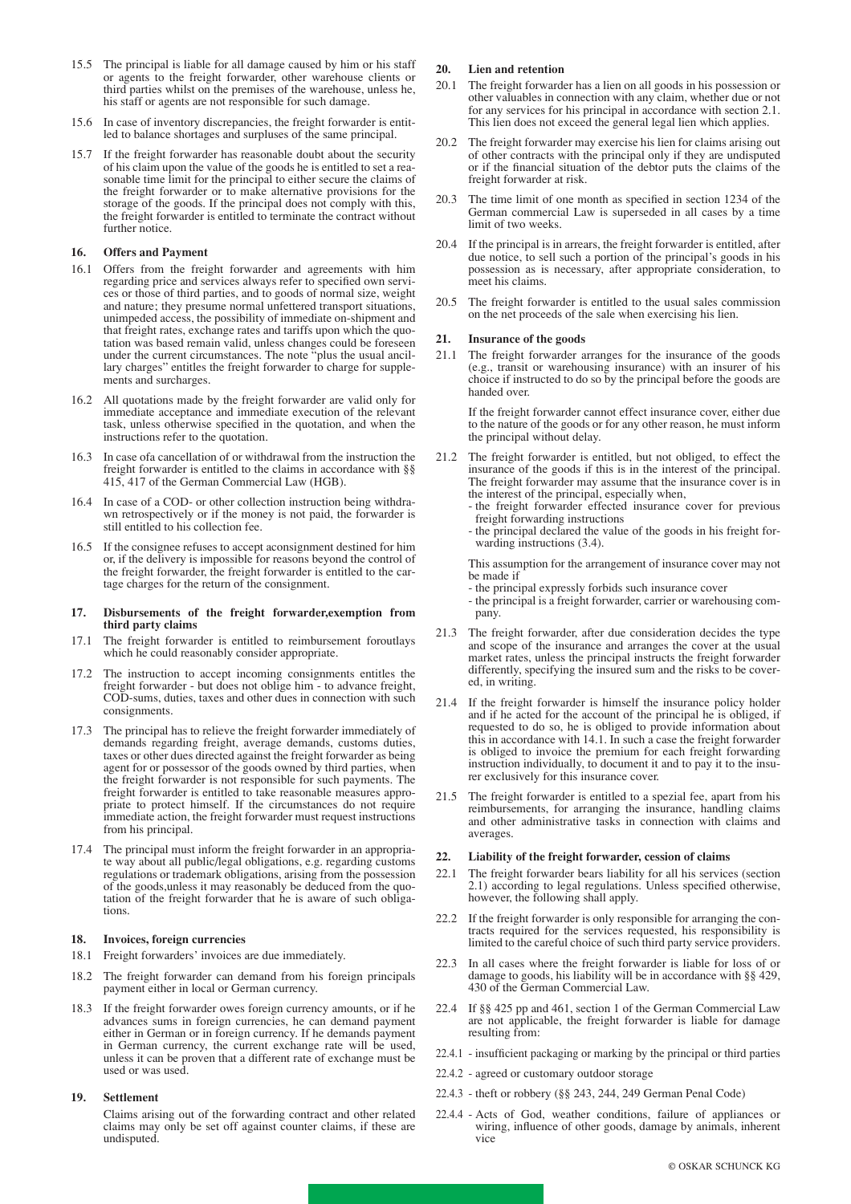15.5 The principal is liable for all damage caused by him or his staff or agents to the freight forwarder, other warehouse clients or third parties whilst on the premises of the warehouse, unless he, his staff or agents are not responsible for such damage.

15.6 In case of inventory discrepancies, the freight forwarder is entitled to balance shortages and surpluses of the same principal.

15.7 If the freight forwarder has reasonable doubt about the security of his claim upon the value of the goods he is entitled to set a reasonable time limit for the principal to either secure the claims of the freight forwarder or to make alternative provisions for the storage of the goods. If the principal does not comply with this, the freight forwarder is entitled to terminate the contract without further notice.

## 16. Offers and Payment

16.1 Offers from the freight forwarder and agreements with him regarding price and services always refer to specified own services or those of third parties, and to goods of normal size, weight and nature; they presume normal unfettered transport situations, unimpeded access, the possibility of immediate on-shipment and that freight rates, exchange rates and tariffs upon which the quotation was based remain valid, unless changes could be foreseen under the current circumstances. The note "plus the usual ancillary charges" entitles the freight forwarder to charge for supplements and surcharges.

16.2 All quotations made by the freight forwarder are valid only for immediate acceptance and immediate execution of the relevant task, unless otherwise specified in the quotation, and when the instructions refer to the quotation.

16.3 In case ofa cancellation of or withdrawal from the instruction the freight forwarder is entitled to the claims in accordance with §§ 415, 417 of the German Commercial Law (HGB).

16.4 In case of a COD- or other collection instruction being withdrawn retrospectively or if the money is not paid, the forwarder is still entitled to his collection fee.

16.5 If the consignee refuses to accept aconsignment destined for him or, if the delivery is impossible for reasons beyond the control of the freight forwarder, the freight forwarder is entitled to the cartage charges for the return of the consignment.

## 17. Disbursements of the freight forwarder,exemption from third party claims

17.1 The freight forwarder is entitled to reimbursement foroutlays which he could reasonably consider appropriate.

17.2 The instruction to accept incoming consignments entitles the freight forwarder - but does not oblige him - to advance freight, COD-sums, duties, taxes and other dues in connection with such consignments.

17.3 The principal has to relieve the freight forwarder immediately of demands regarding freight, average demands, customs duties, taxes or other dues directed against the freight forwarder as being agent for or possessor of the goods owned by third parties, when the freight forwarder is not responsible for such payments. The freight forwarder is entitled to take reasonable measures appropriate to protect himself. If the circumstances do not require immediate action, the freight forwarder must request instructions from his principal.

17.4 The principal must inform the freight forwarder in an appropriate way about all public/legal obligations, e.g. regarding customs regulations or trademark obligations, arising from the possession of the goods,unless it may reasonably be deduced from the quotation of the freight forwarder that he is aware of such obligations.

## 18. Invoices, foreign currencies

18.1 Freight forwarders' invoices are due immediately.

18.2 The freight forwarder can demand from his foreign principals payment either in local or German currency.

18.3 If the freight forwarder owes foreign currency amounts, or if he advances sums in foreign currencies, he can demand payment either in German or in foreign currency. If he demands payment in German currency, the current exchange rate will be used, unless it can be proven that a different rate of exchange must be used or was used.

## 19. Settlement

Claims arising out of the forwarding contract and other related claims may only be set off against counter claims, if these are undisputed.

## 20. Lien and retention

20.1 The freight forwarder has a lien on all goods in his possession or other valuables in connection with any claim, whether due or not for any services for his principal in accordance with section 2.1. This lien does not exceed the general legal lien which applies.

20.2 The freight forwarder may exercise his lien for claims arising out of other contracts with the principal only if they are undisputed or if the financial situation of the debtor puts the claims of the freight forwarder at risk.

20.3 The time limit of one month as specified in section 1234 of the German commercial Law is superseded in all cases by a time limit of two weeks.

20.4 If the principal is in arrears, the freight forwarder is entitled, after due notice, to sell such a portion of the principal's goods in his possession as is necessary, after appropriate consideration, to meet his claims.

20.5 The freight forwarder is entitled to the usual sales commission on the net proceeds of the sale when exercising his lien.

## 21. Insurance of the goods

21.1 The freight forwarder arranges for the insurance of the goods (e.g., transit or warehousing insurance) with an insurer of his choice if instructed to do so by the principal before the goods are handed over.

If the freight forwarder cannot effect insurance cover, either due to the nature of the goods or for any other reason, he must inform the principal without delay.

21.2 The freight forwarder is entitled, but not obliged, to effect the insurance of the goods if this is in the interest of the principal. The freight forwarder may assume that the insurance cover is in the interest of the principal, especially when,
- the freight forwarder effected insurance cover for previous freight forwarding instructions
- the principal declared the value of the goods in his freight forwarding instructions (3.4).

This assumption for the arrangement of insurance cover may not be made if
- the principal expressly forbids such insurance cover
- the principal is a freight forwarder, carrier or warehousing company.

21.3 The freight forwarder, after due consideration decides the type and scope of the insurance and arranges the cover at the usual market rates, unless the principal instructs the freight forwarder differently, specifying the insured sum and the risks to be covered, in writing.

21.4 If the freight forwarder is himself the insurance policy holder and if he acted for the account of the principal he is obliged, if requested to do so, he is obliged to provide information about this in accordance with 14.1. In such a case the freight forwarder is obliged to invoice the premium for each freight forwarding instruction individually, to document it and to pay it to the insurer exclusively for this insurance cover.

21.5 The freight forwarder is entitled to a spezial fee, apart from his reimbursements, for arranging the insurance, handling claims and other administrative tasks in connection with claims and averages.

## 22. Liability of the freight forwarder, cession of claims

22.1 The freight forwarder bears liability for all his services (section 2.1) according to legal regulations. Unless specified otherwise, however, the following shall apply.

22.2 If the freight forwarder is only responsible for arranging the contracts required for the services requested, his responsibility is limited to the careful choice of such third party service providers.

22.3 In all cases where the freight forwarder is liable for loss of or damage to goods, his liability will be in accordance with §§ 429, 430 of the German Commercial Law.

22.4 If §§ 425 pp and 461, section 1 of the German Commercial Law are not applicable, the freight forwarder is liable for damage resulting from:

22.4.1 - insufficient packaging or marking by the principal or third parties

22.4.2 - agreed or customary outdoor storage

22.4.3 - theft or robbery (§§ 243, 244, 249 German Penal Code)

22.4.4 - Acts of God, weather conditions, failure of appliances or wiring, influence of other goods, damage by animals, inherent vice

© OSKAR SCHUNCK KG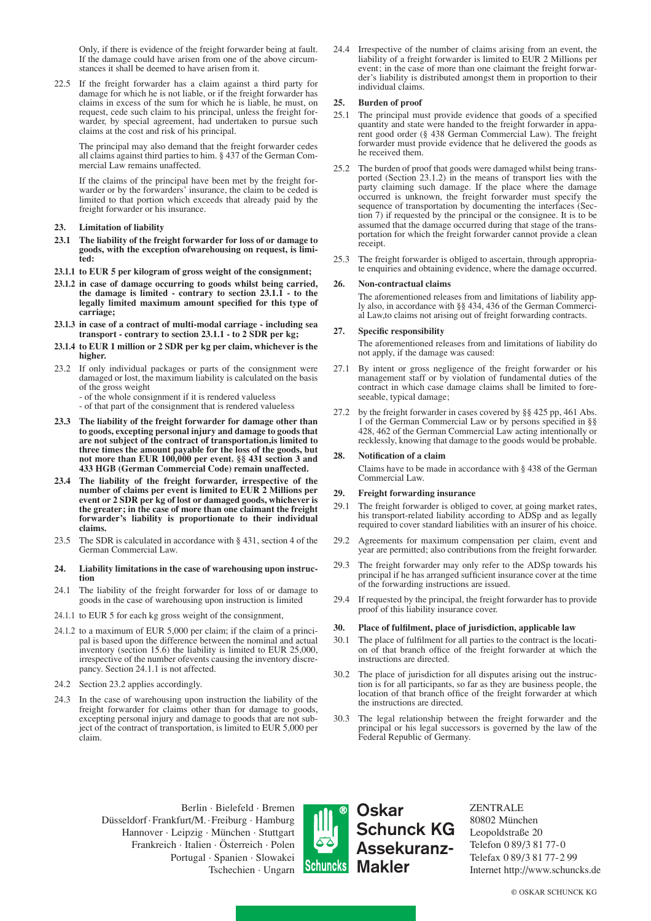Only, if there is evidence of the freight forwarder being at fault. If the damage could have arisen from one of the above circumstances it shall be deemed to have arisen from it.

22.5 If the freight forwarder has a claim against a third party for damage for which he is not liable, or if the freight forwarder has claims in excess of the sum for which he is liable, he must, on request, cede such claim to his principal, unless the freight forwarder, by special agreement, had undertaken to pursue such claims at the cost and risk of his principal.

The principal may also demand that the freight forwarder cedes all claims against third parties to him. § 437 of the German Commercial Law remains unaffected.

If the claims of the principal have been met by the freight forwarder or by the forwarders' insurance, the claim to be ceded is limited to that portion which exceeds that already paid by the freight forwarder or his insurance.

## 23. Limitation of liability

**23.1 The liability of the freight forwarder for loss of or damage to goods, with the exception ofwarehousing on request, is limited:**

**23.1.1 to EUR 5 per kilogram of gross weight of the consignment;**

**23.1.2 in case of damage occurring to goods whilst being carried, the damage is limited - contrary to section 23.1.1 - to the legally limited maximum amount specified for this type of carriage;**

**23.1.3 in case of a contract of multi-modal carriage - including sea transport - contrary to section 23.1.1 - to 2 SDR per kg;**

**23.1.4 to EUR 1 million or 2 SDR per kg per claim, whichever is the higher.**

23.2 If only individual packages or parts of the consignment were damaged or lost, the maximum liability is calculated on the basis of the gross weight
- of the whole consignment if it is rendered valueless
- of that part of the consignment that is rendered valueless

**23.3 The liability of the freight forwarder for damage other than to goods, excepting personal injury and damage to goods that are not subject of the contract of transportation,is limited to three times the amount payable for the loss of the goods, but not more than EUR 100,000 per event. §§ 431 section 3 and 433 HGB (German Commercial Code) remain unaffected.**

**23.4 The liability of the freight forwarder, irrespective of the number of claims per event is limited to EUR 2 Millions per event or 2 SDR per kg of lost or damaged goods, whichever is the greater; in the case of more than one claimant the freight forwarder's liability is proportionate to their individual claims.**

23.5 The SDR is calculated in accordance with § 431, section 4 of the German Commercial Law.

## 24. Liability limitations in the case of warehousing upon instruction

24.1 The liability of the freight forwarder for loss of or damage to goods in the case of warehousing upon instruction is limited

24.1.1 to EUR 5 for each kg gross weight of the consignment,

24.1.2 to a maximum of EUR 5,000 per claim; if the claim of a principal is based upon the difference between the nominal and actual inventory (section 15.6) the liability is limited to EUR 25,000, irrespective of the number ofevents causing the inventory discrepancy. Section 24.1.1 is not affected.

24.2 Section 23.2 applies accordingly.

24.3 In the case of warehousing upon instruction the liability of the freight forwarder for claims other than for damage to goods, excepting personal injury and damage to goods that are not subject of the contract of transportation, is limited to EUR 5,000 per claim.

24.4 Irrespective of the number of claims arising from an event, the liability of a freight forwarder is limited to EUR 2 Millions per event; in the case of more than one claimant the freight forwarder's liability is distributed amongst them in proportion to their individual claims.

## 25. Burden of proof

25.1 The principal must provide evidence that goods of a specified quantity and state were handed to the freight forwarder in apparent good order (§ 438 German Commercial Law). The freight forwarder must provide evidence that he delivered the goods as he received them.

25.2 The burden of proof that goods were damaged whilst being transported (Section 23.1.2) in the means of transport lies with the party claiming such damage. If the place where the damage occurred is unknown, the freight forwarder must specify the sequence of transportation by documenting the interfaces (Section 7) if requested by the principal or the consignee. It is to be assumed that the damage occurred during that stage of the transportation for which the freight forwarder cannot provide a clean receipt.

25.3 The freight forwarder is obliged to ascertain, through appropriate enquiries and obtaining evidence, where the damage occurred.

## 26. Non-contractual claims

The aforementioned releases from and limitations of liability apply also, in accordance with §§ 434, 436 of the German Commercial Law,to claims not arising out of freight forwarding contracts.

## 27. Specific responsibility

The aforementioned releases from and limitations of liability do not apply, if the damage was caused:

27.1 By intent or gross negligence of the freight forwarder or his management staff or by violation of fundamental duties of the contract in which case damage claims shall be limited to foreseeable, typical damage;

27.2 by the freight forwarder in cases covered by §§ 425 pp, 461 Abs. 1 of the German Commercial Law or by persons specified in §§ 428, 462 of the German Commercial Law acting intentionally or recklessly, knowing that damage to the goods would be probable.

## 28. Notification of a claim

Claims have to be made in accordance with § 438 of the German Commercial Law.

## 29. Freight forwarding insurance

29.1 The freight forwarder is obliged to cover, at going market rates, his transport-related liability according to ADSp and as legally required to cover standard liabilities with an insurer of his choice.

29.2 Agreements for maximum compensation per claim, event and year are permitted; also contributions from the freight forwarder.

29.3 The freight forwarder may only refer to the ADSp towards his principal if he has arranged sufficient insurance cover at the time of the forwarding instructions are issued.

29.4 If requested by the principal, the freight forwarder has to provide proof of this liability insurance cover.

## 30. Place of fulfilment, place of jurisdiction, applicable law

30.1 The place of fulfilment for all parties to the contract is the location of that branch office of the freight forwarder at which the instructions are directed.

30.2 The place of jurisdiction for all disputes arising out the instruction is for all participants, so far as they are business people, the location of that branch office of the freight forwarder at which the instructions are directed.

30.3 The legal relationship between the freight forwarder and the principal or his legal successors is governed by the law of the Federal Republic of Germany.

Berlin · Bielefeld · Bremen
Düsseldorf · Frankfurt/M. · Freiburg · Hamburg
Hannover · Leipzig · München · Stuttgart
Frankreich · Italien · Österreich · Polen
Portugal · Spanien · Slowakei
Tschechien · Ungarn

Schuncks

**Oskar Schunck KG Assekuranz-Makler**

ZENTRALE
80802 München
Leopoldstraße 20
Telefon 0 89/3 81 77-0
Telefax 0 89/3 81 77-2 99
Internet http://www.schuncks.de

© OSKAR SCHUNCK KG